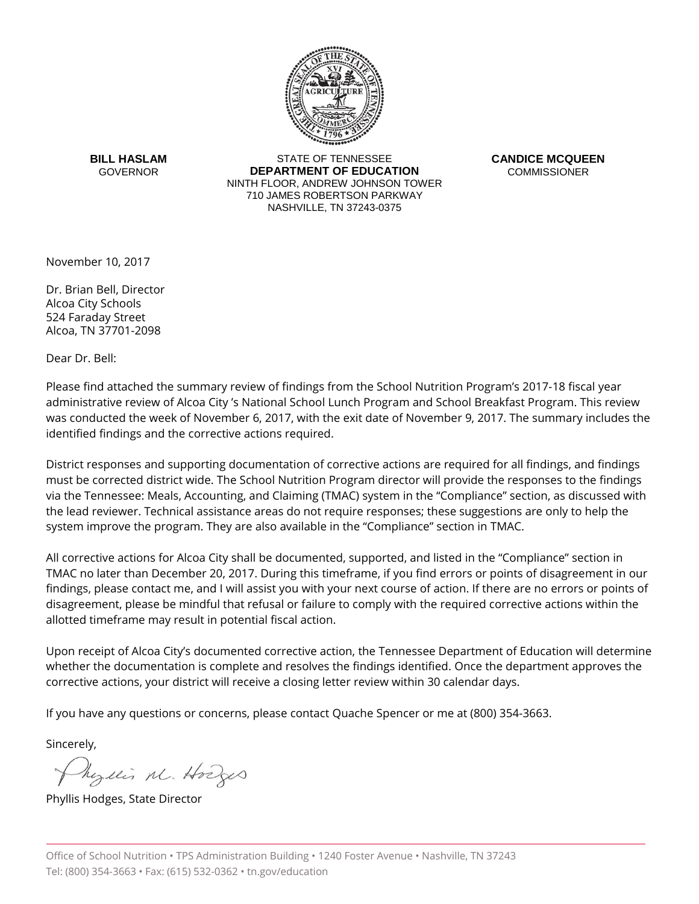**BILL HASLAM**
GOVERNOR

STATE OF TENNESSEE
**DEPARTMENT OF EDUCATION**
NINTH FLOOR, ANDREW JOHNSON TOWER
710 JAMES ROBERTSON PARKWAY
NASHVILLE, TN 37243-0375

**CANDICE MCQUEEN**
COMMISSIONER

November 10, 2017

Dr. Brian Bell, Director
Alcoa City Schools
524 Faraday Street
Alcoa, TN 37701-2098

Dear Dr. Bell:

Please find attached the summary review of findings from the School Nutrition Program's 2017-18 fiscal year administrative review of Alcoa City 's National School Lunch Program and School Breakfast Program. This review was conducted the week of November 6, 2017, with the exit date of November 9, 2017. The summary includes the identified findings and the corrective actions required.

District responses and supporting documentation of corrective actions are required for all findings, and findings must be corrected district wide. The School Nutrition Program director will provide the responses to the findings via the Tennessee: Meals, Accounting, and Claiming (TMAC) system in the "Compliance" section, as discussed with the lead reviewer. Technical assistance areas do not require responses; these suggestions are only to help the system improve the program. They are also available in the "Compliance" section in TMAC.

All corrective actions for Alcoa City shall be documented, supported, and listed in the "Compliance" section in TMAC no later than December 20, 2017. During this timeframe, if you find errors or points of disagreement in our findings, please contact me, and I will assist you with your next course of action. If there are no errors or points of disagreement, please be mindful that refusal or failure to comply with the required corrective actions within the allotted timeframe may result in potential fiscal action.

Upon receipt of Alcoa City's documented corrective action, the Tennessee Department of Education will determine whether the documentation is complete and resolves the findings identified. Once the department approves the corrective actions, your district will receive a closing letter review within 30 calendar days.

If you have any questions or concerns, please contact Quache Spencer or me at (800) 354-3663.

Sincerely,

Phyllis M. Hodges

Phyllis Hodges, State Director

Office of School Nutrition • TPS Administration Building • 1240 Foster Avenue • Nashville, TN 37243
Tel: (800) 354-3663 • Fax: (615) 532-0362 • tn.gov/education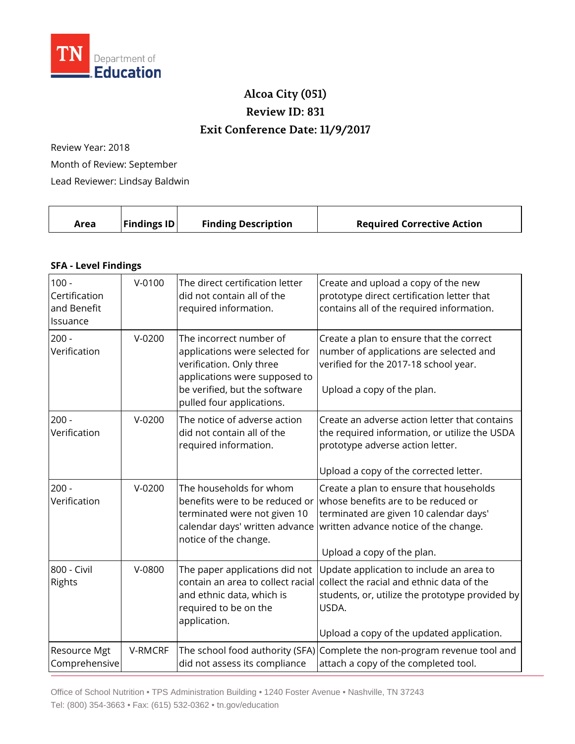TN Department of Education

# Alcoa City (051)

## Review ID: 831

## Exit Conference Date: 11/9/2017

Review Year: 2018

Month of Review: September

Lead Reviewer: Lindsay Baldwin

| Area | Findings ID | Finding Description | Required Corrective Action |
|---|---|---|---|

**SFA - Level Findings**

| Area | Findings ID | Finding Description | Required Corrective Action |
|---|---|---|---|
| 100 - Certification and Benefit Issuance | V-0100 | The direct certification letter did not contain all of the required information. | Create and upload a copy of the new prototype direct certification letter that contains all of the required information. |
| 200 - Verification | V-0200 | The incorrect number of applications were selected for verification. Only three applications were supposed to be verified, but the software pulled four applications. | Create a plan to ensure that the correct number of applications are selected and verified for the 2017-18 school year.<br><br>Upload a copy of the plan. |
| 200 - Verification | V-0200 | The notice of adverse action did not contain all of the required information. | Create an adverse action letter that contains the required information, or utilize the USDA prototype adverse action letter.<br><br>Upload a copy of the corrected letter. |
| 200 - Verification | V-0200 | The households for whom benefits were to be reduced or terminated were not given 10 calendar days' written advance notice of the change. | Create a plan to ensure that households whose benefits are to be reduced or terminated are given 10 calendar days' written advance notice of the change.<br><br>Upload a copy of the plan. |
| 800 - Civil Rights | V-0800 | The paper applications did not contain an area to collect racial and ethnic data, which is required to be on the application. | Update application to include an area to collect the racial and ethnic data of the students, or, utilize the prototype provided by USDA.<br><br>Upload a copy of the updated application. |
| Resource Mgt Comprehensive | V-RMCRF | The school food authority (SFA) did not assess its compliance | Complete the non-program revenue tool and attach a copy of the completed tool. |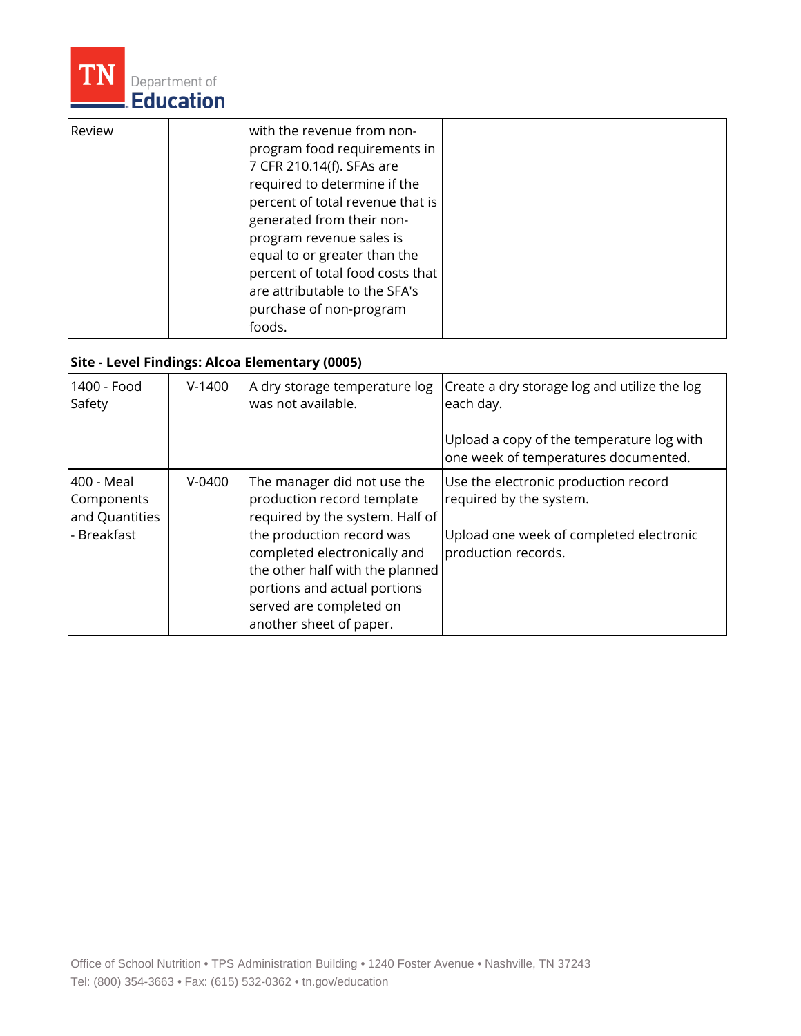| | | | |
|---|---|---|---|
| Review | | with the revenue from non-program food requirements in 7 CFR 210.14(f). SFAs are required to determine if the percent of total revenue that is generated from their non-program revenue sales is equal to or greater than the percent of total food costs that are attributable to the SFA's purchase of non-program foods. | |

**Site - Level Findings: Alcoa Elementary (0005)**

| | | | |
|---|---|---|---|
| 1400 - Food Safety | V-1400 | A dry storage temperature log was not available. | Create a dry storage log and utilize the log each day.<br><br>Upload a copy of the temperature log with one week of temperatures documented. |
| 400 - Meal Components and Quantities - Breakfast | V-0400 | The manager did not use the production record template required by the system. Half of the production record was completed electronically and the other half with the planned portions and actual portions served are completed on another sheet of paper. | Use the electronic production record required by the system.<br><br>Upload one week of completed electronic production records. |